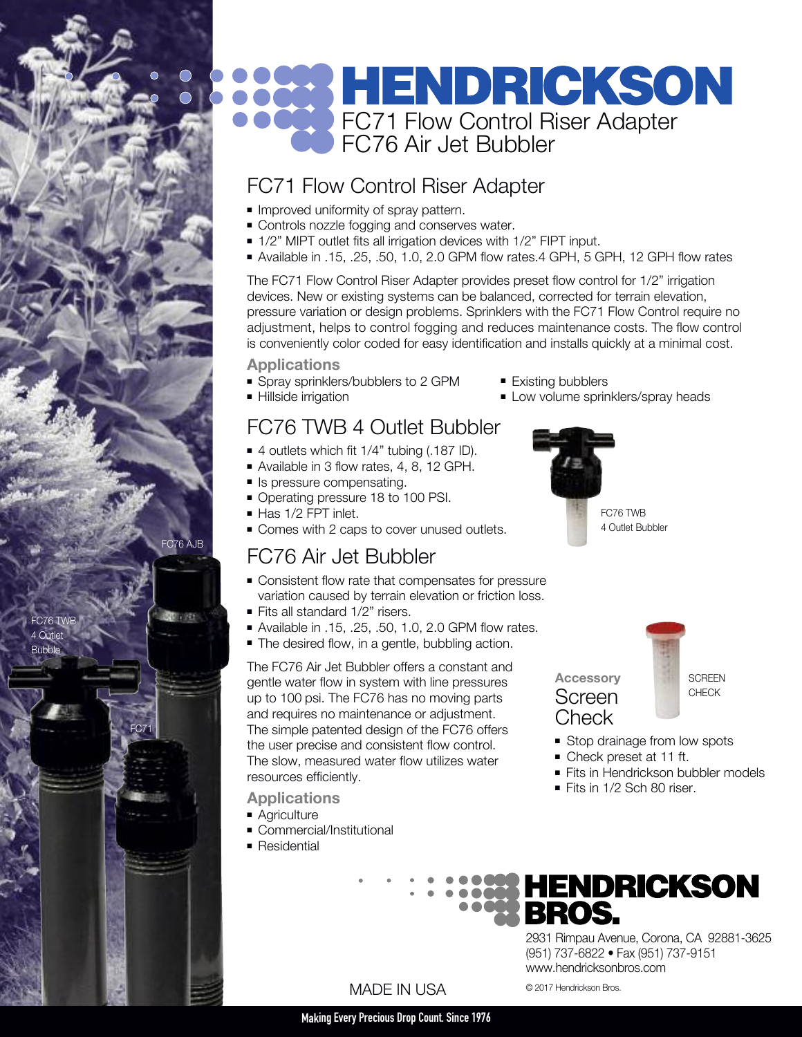# HENDRICKSON

FC71 Flow Control Riser Adapter
FC76 Air Jet Bubbler

## FC71 Flow Control Riser Adapter

- Improved uniformity of spray pattern.
- Controls nozzle fogging and conserves water.
- 1/2" MIPT outlet fits all irrigation devices with 1/2" FIPT input.
- Available in .15, .25, .50, 1.0, 2.0 GPM flow rates.4 GPH, 5 GPH, 12 GPH flow rates

The FC71 Flow Control Riser Adapter provides preset flow control for 1/2" irrigation devices. New or existing systems can be balanced, corrected for terrain elevation, pressure variation or design problems. Sprinklers with the FC71 Flow Control require no adjustment, helps to control fogging and reduces maintenance costs. The flow control is conveniently color coded for easy identification and installs quickly at a minimal cost.

### Applications

- Spray sprinklers/bubblers to 2 GPM
- Hillside irrigation
- Existing bubblers
- Low volume sprinklers/spray heads

## FC76 TWB 4 Outlet Bubbler

- 4 outlets which fit 1/4" tubing (.187 ID).
- Available in 3 flow rates, 4, 8, 12 GPH.
- Is pressure compensating.
- Operating pressure 18 to 100 PSI.
- Has 1/2 FPT inlet.
- Comes with 2 caps to cover unused outlets.

FC76 TWB 4 Outlet Bubbler

## FC76 Air Jet Bubbler

- Consistent flow rate that compensates for pressure variation caused by terrain elevation or friction loss.
- Fits all standard 1/2" risers.
- Available in .15, .25, .50, 1.0, 2.0 GPM flow rates.
- The desired flow, in a gentle, bubbling action.

The FC76 Air Jet Bubbler offers a constant and gentle water flow in system with line pressures up to 100 psi. The FC76 has no moving parts and requires no maintenance or adjustment. The simple patented design of the FC76 offers the user precise and consistent flow control. The slow, measured water flow utilizes water resources efficiently.

### Applications

- Agriculture
- Commercial/Institutional
- Residential

### Accessory Screen Check

SCREEN CHECK

- Stop drainage from low spots
- Check preset at 11 ft.
- Fits in Hendrickson bubbler models
- Fits in 1/2 Sch 80 riser.

FC76 AJB

FC76 TWB 4 Outlet Bubble

FC71

**HENDRICKSON BROS.**

2931 Rimpau Avenue, Corona, CA 92881-3625
(951) 737-6822 • Fax (951) 737-9151
www.hendricksonbros.com

MADE IN USA

© 2017 Hendrickson Bros.

Making Every Precious Drop Count. Since 1976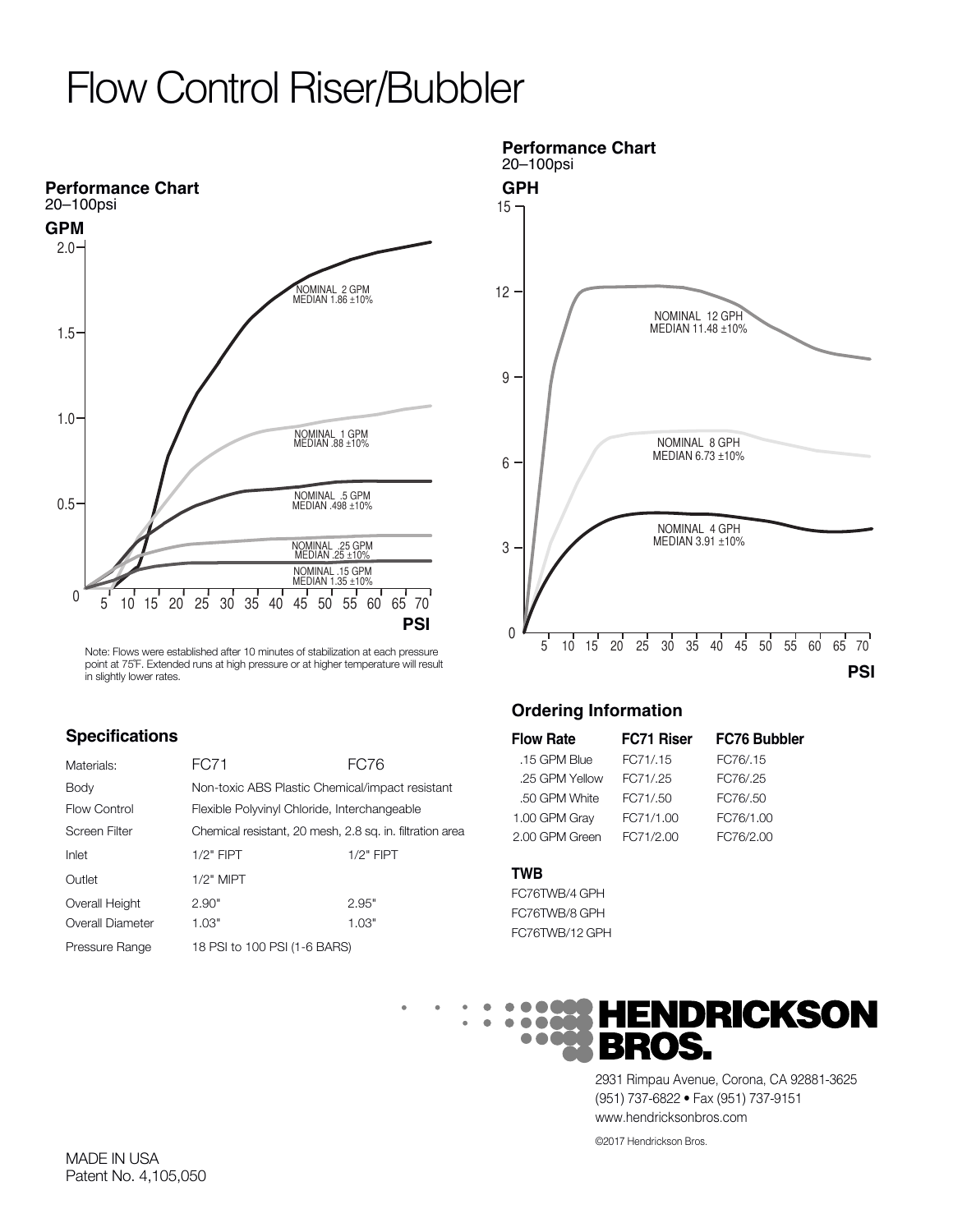# Flow Control Riser/Bubbler

### Performance Chart
20–100psi

GPM

2.0
1.5
1.0
0.5
0

NOMINAL 2 GPM
MEDIAN 1.86 ±10%

NOMINAL 1 GPM
MEDIAN .88 ±10%

NOMINAL .5 GPM
MEDIAN .498 ±10%

NOMINAL .25 GPM
MEDIAN .25 ±10%

NOMINAL .15 GPM
MEDIAN 1.35 ±10%

5 10 15 20 25 30 35 40 45 50 55 60 65 70

PSI

Note: Flows were established after 10 minutes of stabilization at each pressure point at 75̊F. Extended runs at high pressure or at higher temperature will result in slightly lower rates.

### Performance Chart
20–100psi

GPH

15
12
9
6
3
0

NOMINAL 12 GPH
MEDIAN 11.48 ±10%

NOMINAL 8 GPH
MEDIAN 6.73 ±10%

NOMINAL 4 GPH
MEDIAN 3.91 ±10%

5 10 15 20 25 30 35 40 45 50 55 60 65 70

PSI

### Specifications

| Materials: | FC71 | FC76 |
|---|---|---|
| Body | Non-toxic ABS Plastic Chemical/impact resistant | |
| Flow Control | Flexible Polyvinyl Chloride, Interchangeable | |
| Screen Filter | Chemical resistant, 20 mesh, 2.8 sq. in. filtration area | |
| Inlet | 1/2" FIPT | 1/2" FIPT |
| Outlet | 1/2" MIPT | |
| Overall Height | 2.90" | 2.95" |
| Overall Diameter | 1.03" | 1.03" |
| Pressure Range | 18 PSI to 100 PSI (1-6 BARS) | |

### Ordering Information

| Flow Rate | FC71 Riser | FC76 Bubbler |
|---|---|---|
| .15 GPM Blue | FC71/.15 | FC76/.15 |
| .25 GPM Yellow | FC71/.25 | FC76/.25 |
| .50 GPM White | FC71/.50 | FC76/.50 |
| 1.00 GPM Gray | FC71/1.00 | FC76/1.00 |
| 2.00 GPM Green | FC71/2.00 | FC76/2.00 |

**TWB**

FC76TWB/4 GPH
FC76TWB/8 GPH
FC76TWB/12 GPH

**HENDRICKSON BROS.**

2931 Rimpau Avenue, Corona, CA 92881-3625
(951) 737-6822 • Fax (951) 737-9151
www.hendricksonbros.com

©2017 Hendrickson Bros.

MADE IN USA
Patent No. 4,105,050